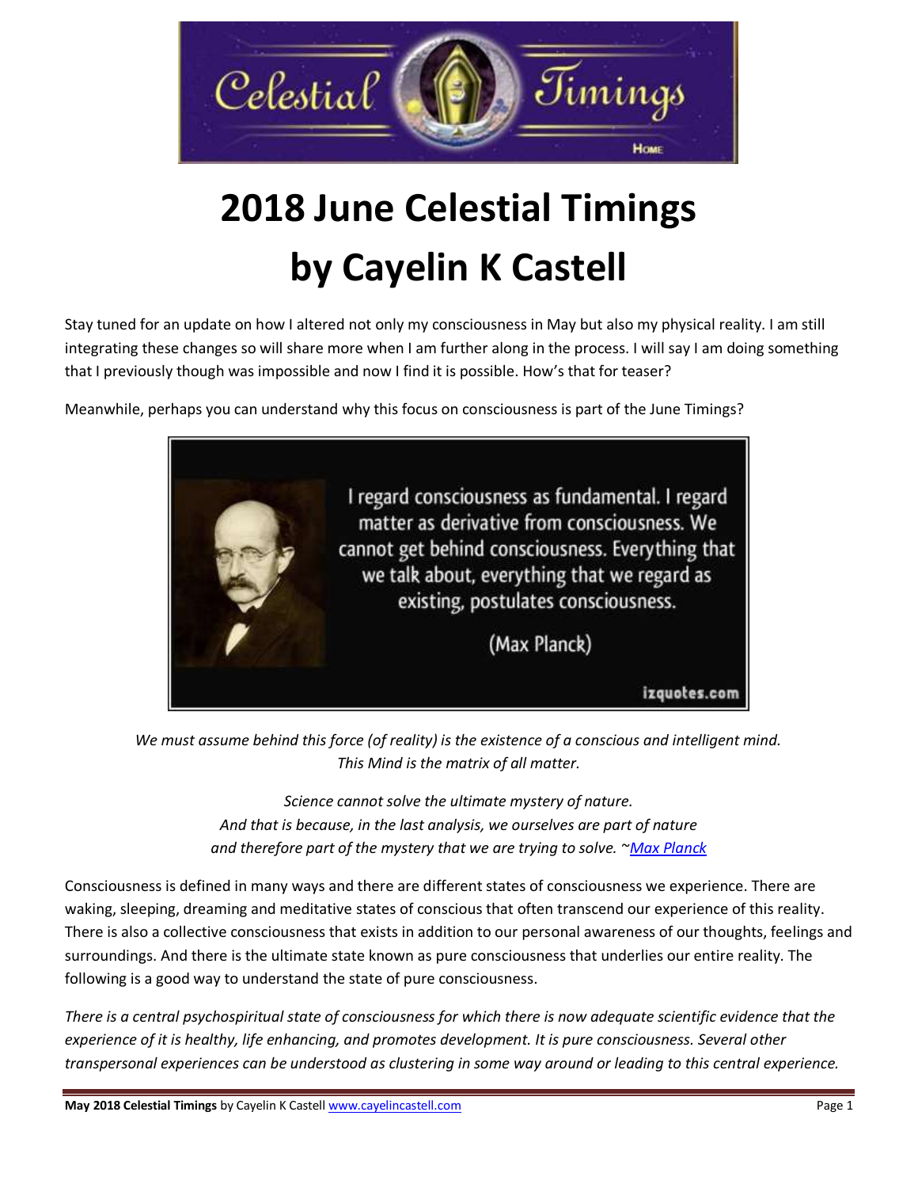# 2018 June Celestial Timings by Cayelin K Castell

Stay tuned for an update on how I altered not only my consciousness in May but also my physical reality. I am still integrating these changes so will share more when I am further along in the process. I will say I am doing something that I previously though was impossible and now I find it is possible. How's that for teaser?

Meanwhile, perhaps you can understand why this focus on consciousness is part of the June Timings?

*We must assume behind this force (of reality) is the existence of a conscious and intelligent mind. This Mind is the matrix of all matter.*

*Science cannot solve the ultimate mystery of nature.*
*And that is because, in the last analysis, we ourselves are part of nature*
*and therefore part of the mystery that we are trying to solve. ~[Max Planck]*

Consciousness is defined in many ways and there are different states of consciousness we experience. There are waking, sleeping, dreaming and meditative states of conscious that often transcend our experience of this reality. There is also a collective consciousness that exists in addition to our personal awareness of our thoughts, feelings and surroundings. And there is the ultimate state known as pure consciousness that underlies our entire reality. The following is a good way to understand the state of pure consciousness.

*There is a central psychospiritual state of consciousness for which there is now adequate scientific evidence that the experience of it is healthy, life enhancing, and promotes development. It is pure consciousness. Several other transpersonal experiences can be understood as clustering in some way around or leading to this central experience.*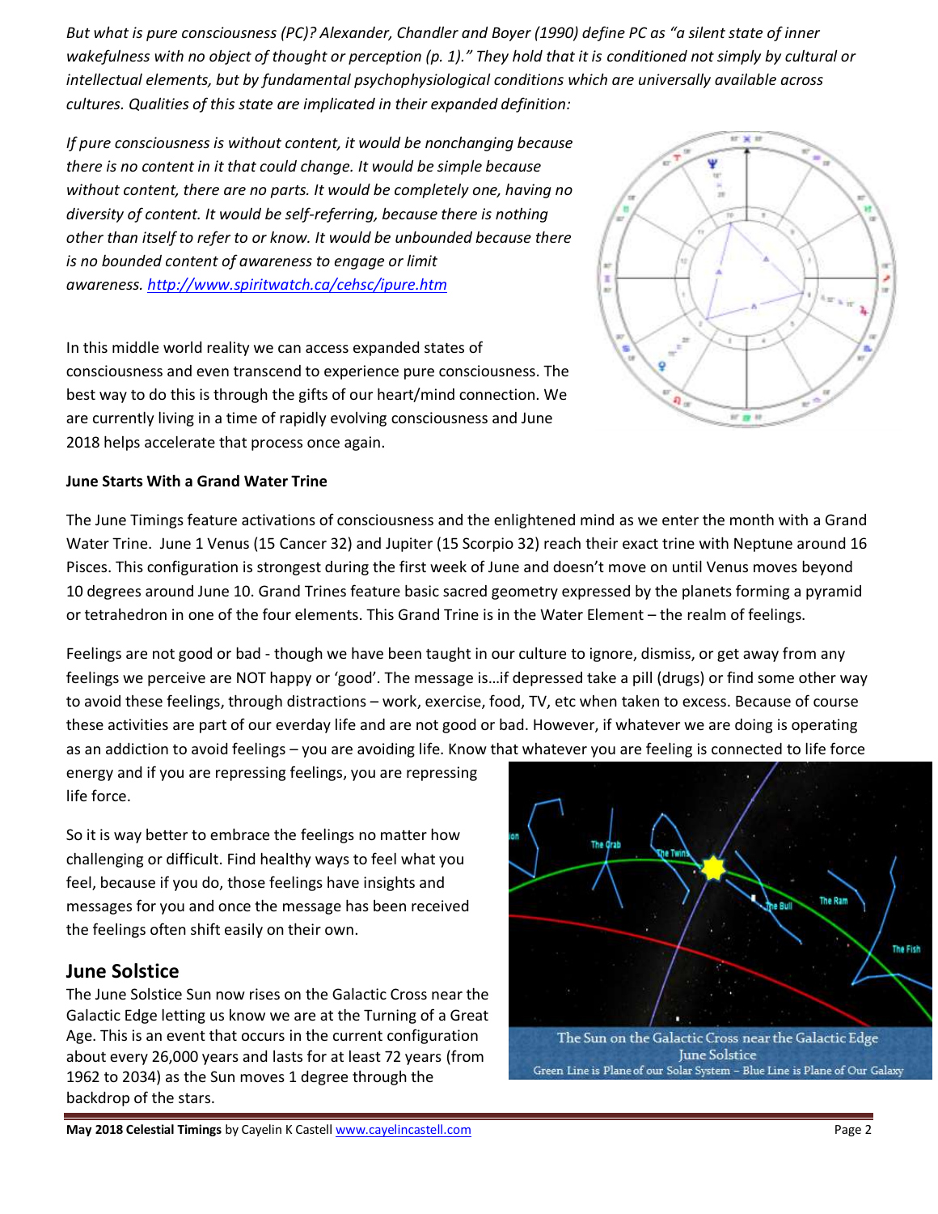*But what is pure consciousness (PC)? Alexander, Chandler and Boyer (1990) define PC as "a silent state of inner wakefulness with no object of thought or perception (p. 1)." They hold that it is conditioned not simply by cultural or intellectual elements, but by fundamental psychophysiological conditions which are universally available across cultures. Qualities of this state are implicated in their expanded definition:*

*If pure consciousness is without content, it would be nonchanging because there is no content in it that could change. It would be simple because without content, there are no parts. It would be completely one, having no diversity of content. It would be self-referring, because there is nothing other than itself to refer to or know. It would be unbounded because there is no bounded content of awareness to engage or limit awareness.* *http://www.spiritwatch.ca/cehsc/ipure.htm*

In this middle world reality we can access expanded states of consciousness and even transcend to experience pure consciousness. The best way to do this is through the gifts of our heart/mind connection. We are currently living in a time of rapidly evolving consciousness and June 2018 helps accelerate that process once again.

**June Starts With a Grand Water Trine**

The June Timings feature activations of consciousness and the enlightened mind as we enter the month with a Grand Water Trine. June 1 Venus (15 Cancer 32) and Jupiter (15 Scorpio 32) reach their exact trine with Neptune around 16 Pisces. This configuration is strongest during the first week of June and doesn't move on until Venus moves beyond 10 degrees around June 10. Grand Trines feature basic sacred geometry expressed by the planets forming a pyramid or tetrahedron in one of the four elements. This Grand Trine is in the Water Element – the realm of feelings.

Feelings are not good or bad - though we have been taught in our culture to ignore, dismiss, or get away from any feelings we perceive are NOT happy or 'good'. The message is…if depressed take a pill (drugs) or find some other way to avoid these feelings, through distractions – work, exercise, food, TV, etc when taken to excess. Because of course these activities are part of our everday life and are not good or bad. However, if whatever we are doing is operating as an addiction to avoid feelings – you are avoiding life. Know that whatever you are feeling is connected to life force energy and if you are repressing feelings, you are repressing life force.

So it is way better to embrace the feelings no matter how challenging or difficult. Find healthy ways to feel what you feel, because if you do, those feelings have insights and messages for you and once the message has been received the feelings often shift easily on their own.

## June Solstice

The June Solstice Sun now rises on the Galactic Cross near the Galactic Edge letting us know we are at the Turning of a Great Age. This is an event that occurs in the current configuration about every 26,000 years and lasts for at least 72 years (from 1962 to 2034) as the Sun moves 1 degree through the backdrop of the stars.

The Sun on the Galactic Cross near the Galactic Edge
June Solstice
Green Line is Plane of our Solar System – Blue Line is Plane of Our Galaxy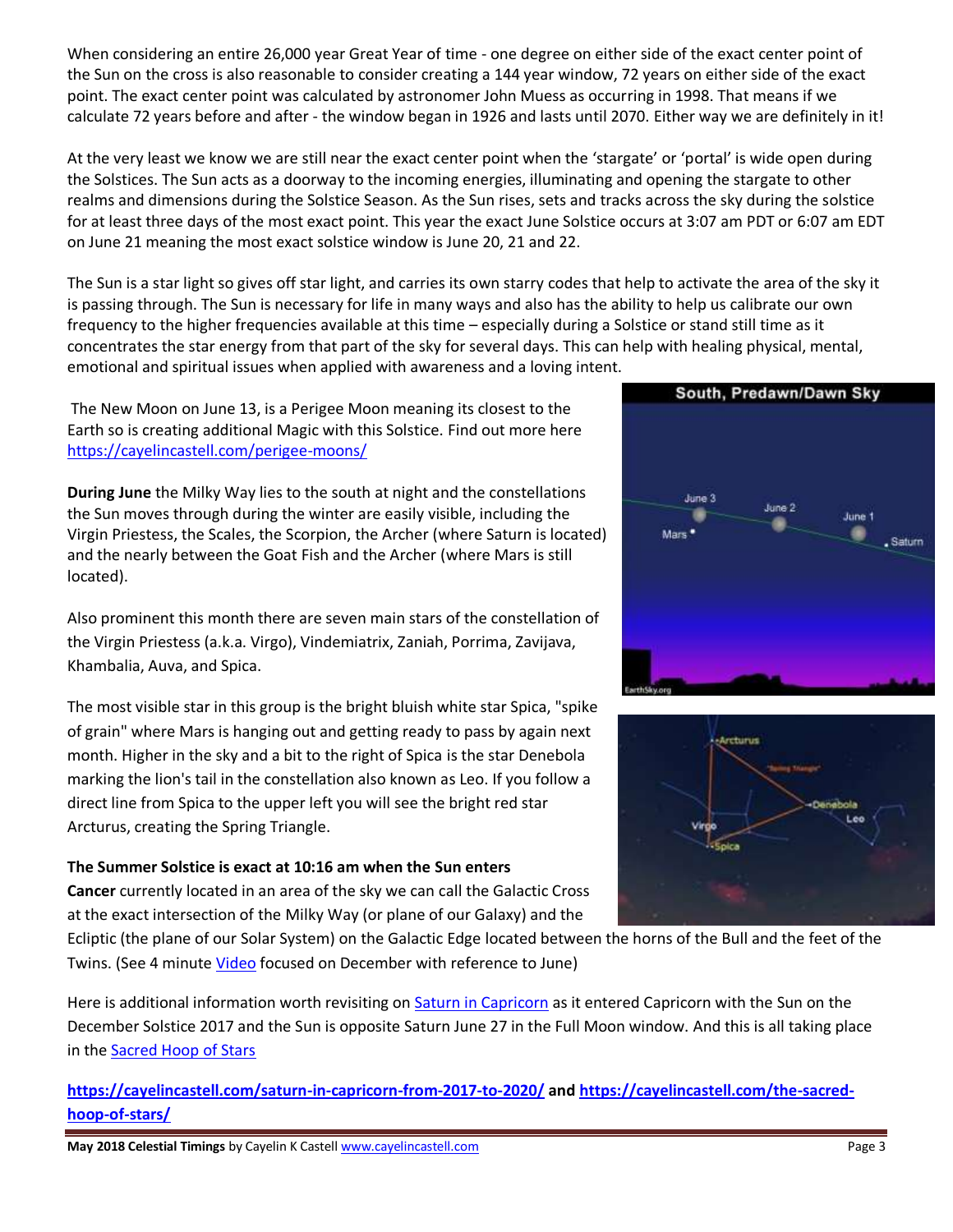When considering an entire 26,000 year Great Year of time - one degree on either side of the exact center point of the Sun on the cross is also reasonable to consider creating a 144 year window, 72 years on either side of the exact point. The exact center point was calculated by astronomer John Muess as occurring in 1998. That means if we calculate 72 years before and after - the window began in 1926 and lasts until 2070. Either way we are definitely in it!

At the very least we know we are still near the exact center point when the 'stargate' or 'portal' is wide open during the Solstices. The Sun acts as a doorway to the incoming energies, illuminating and opening the stargate to other realms and dimensions during the Solstice Season. As the Sun rises, sets and tracks across the sky during the solstice for at least three days of the most exact point. This year the exact June Solstice occurs at 3:07 am PDT or 6:07 am EDT on June 21 meaning the most exact solstice window is June 20, 21 and 22.

The Sun is a star light so gives off star light, and carries its own starry codes that help to activate the area of the sky it is passing through. The Sun is necessary for life in many ways and also has the ability to help us calibrate our own frequency to the higher frequencies available at this time – especially during a Solstice or stand still time as it concentrates the star energy from that part of the sky for several days. This can help with healing physical, mental, emotional and spiritual issues when applied with awareness and a loving intent.

The New Moon on June 13, is a Perigee Moon meaning its closest to the Earth so is creating additional Magic with this Solstice. Find out more here https://cayelincastell.com/perigee-moons/

**During June** the Milky Way lies to the south at night and the constellations the Sun moves through during the winter are easily visible, including the Virgin Priestess, the Scales, the Scorpion, the Archer (where Saturn is located) and the nearly between the Goat Fish and the Archer (where Mars is still located).

Also prominent this month there are seven main stars of the constellation of the Virgin Priestess (a.k.a. Virgo), Vindemiatrix, Zaniah, Porrima, Zavijava, Khambalia, Auva, and Spica.

The most visible star in this group is the bright bluish white star Spica, "spike of grain" where Mars is hanging out and getting ready to pass by again next month. Higher in the sky and a bit to the right of Spica is the star Denebola marking the lion's tail in the constellation also known as Leo. If you follow a direct line from Spica to the upper left you will see the bright red star Arcturus, creating the Spring Triangle.

**The Summer Solstice is exact at 10:16 am when the Sun enters Cancer** currently located in an area of the sky we can call the Galactic Cross at the exact intersection of the Milky Way (or plane of our Galaxy) and the Ecliptic (the plane of our Solar System) on the Galactic Edge located between the horns of the Bull and the feet of the Twins. (See 4 minute Video focused on December with reference to June)

Here is additional information worth revisiting on Saturn in Capricorn as it entered Capricorn with the Sun on the December Solstice 2017 and the Sun is opposite Saturn June 27 in the Full Moon window. And this is all taking place in the Sacred Hoop of Stars

**https://cayelincastell.com/saturn-in-capricorn-from-2017-to-2020/ and https://cayelincastell.com/the-sacred-hoop-of-stars/**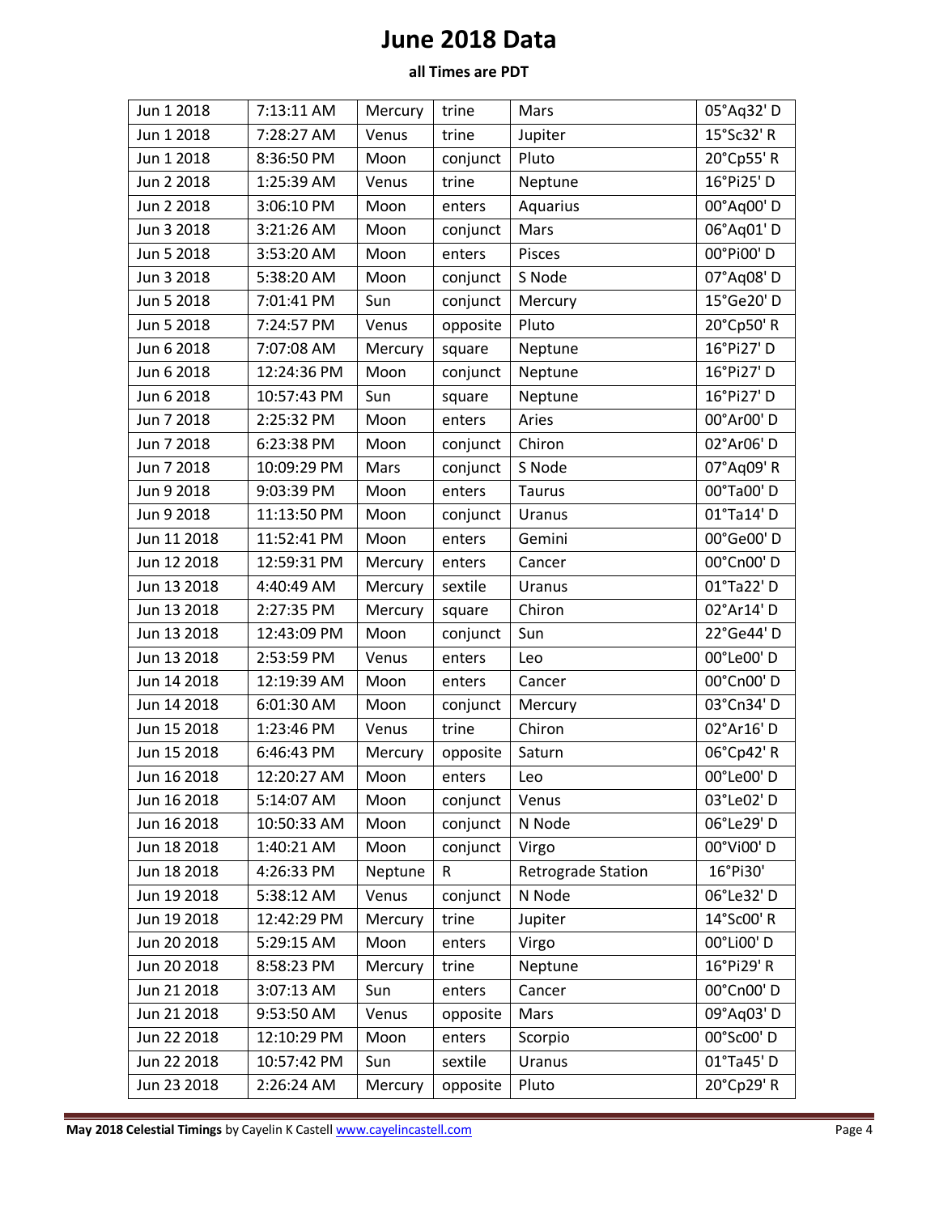# June 2018 Data

**all Times are PDT**

| Jun 1 2018 | 7:13:11 AM | Mercury | trine | Mars | 05°Aq32' D |
|---|---|---|---|---|---|
| Jun 1 2018 | 7:28:27 AM | Venus | trine | Jupiter | 15°Sc32' R |
| Jun 1 2018 | 8:36:50 PM | Moon | conjunct | Pluto | 20°Cp55' R |
| Jun 2 2018 | 1:25:39 AM | Venus | trine | Neptune | 16°Pi25' D |
| Jun 2 2018 | 3:06:10 PM | Moon | enters | Aquarius | 00°Aq00' D |
| Jun 3 2018 | 3:21:26 AM | Moon | conjunct | Mars | 06°Aq01' D |
| Jun 5 2018 | 3:53:20 AM | Moon | enters | Pisces | 00°Pi00' D |
| Jun 3 2018 | 5:38:20 AM | Moon | conjunct | S Node | 07°Aq08' D |
| Jun 5 2018 | 7:01:41 PM | Sun | conjunct | Mercury | 15°Ge20' D |
| Jun 5 2018 | 7:24:57 PM | Venus | opposite | Pluto | 20°Cp50' R |
| Jun 6 2018 | 7:07:08 AM | Mercury | square | Neptune | 16°Pi27' D |
| Jun 6 2018 | 12:24:36 PM | Moon | conjunct | Neptune | 16°Pi27' D |
| Jun 6 2018 | 10:57:43 PM | Sun | square | Neptune | 16°Pi27' D |
| Jun 7 2018 | 2:25:32 PM | Moon | enters | Aries | 00°Ar00' D |
| Jun 7 2018 | 6:23:38 PM | Moon | conjunct | Chiron | 02°Ar06' D |
| Jun 7 2018 | 10:09:29 PM | Mars | conjunct | S Node | 07°Aq09' R |
| Jun 9 2018 | 9:03:39 PM | Moon | enters | Taurus | 00°Ta00' D |
| Jun 9 2018 | 11:13:50 PM | Moon | conjunct | Uranus | 01°Ta14' D |
| Jun 11 2018 | 11:52:41 PM | Moon | enters | Gemini | 00°Ge00' D |
| Jun 12 2018 | 12:59:31 PM | Mercury | enters | Cancer | 00°Cn00' D |
| Jun 13 2018 | 4:40:49 AM | Mercury | sextile | Uranus | 01°Ta22' D |
| Jun 13 2018 | 2:27:35 PM | Mercury | square | Chiron | 02°Ar14' D |
| Jun 13 2018 | 12:43:09 PM | Moon | conjunct | Sun | 22°Ge44' D |
| Jun 13 2018 | 2:53:59 PM | Venus | enters | Leo | 00°Le00' D |
| Jun 14 2018 | 12:19:39 AM | Moon | enters | Cancer | 00°Cn00' D |
| Jun 14 2018 | 6:01:30 AM | Moon | conjunct | Mercury | 03°Cn34' D |
| Jun 15 2018 | 1:23:46 PM | Venus | trine | Chiron | 02°Ar16' D |
| Jun 15 2018 | 6:46:43 PM | Mercury | opposite | Saturn | 06°Cp42' R |
| Jun 16 2018 | 12:20:27 AM | Moon | enters | Leo | 00°Le00' D |
| Jun 16 2018 | 5:14:07 AM | Moon | conjunct | Venus | 03°Le02' D |
| Jun 16 2018 | 10:50:33 AM | Moon | conjunct | N Node | 06°Le29' D |
| Jun 18 2018 | 1:40:21 AM | Moon | conjunct | Virgo | 00°Vi00' D |
| Jun 18 2018 | 4:26:33 PM | Neptune | R | Retrograde Station | 16°Pi30' |
| Jun 19 2018 | 5:38:12 AM | Venus | conjunct | N Node | 06°Le32' D |
| Jun 19 2018 | 12:42:29 PM | Mercury | trine | Jupiter | 14°Sc00' R |
| Jun 20 2018 | 5:29:15 AM | Moon | enters | Virgo | 00°Li00' D |
| Jun 20 2018 | 8:58:23 PM | Mercury | trine | Neptune | 16°Pi29' R |
| Jun 21 2018 | 3:07:13 AM | Sun | enters | Cancer | 00°Cn00' D |
| Jun 21 2018 | 9:53:50 AM | Venus | opposite | Mars | 09°Aq03' D |
| Jun 22 2018 | 12:10:29 PM | Moon | enters | Scorpio | 00°Sc00' D |
| Jun 22 2018 | 10:57:42 PM | Sun | sextile | Uranus | 01°Ta45' D |
| Jun 23 2018 | 2:26:24 AM | Mercury | opposite | Pluto | 20°Cp29' R |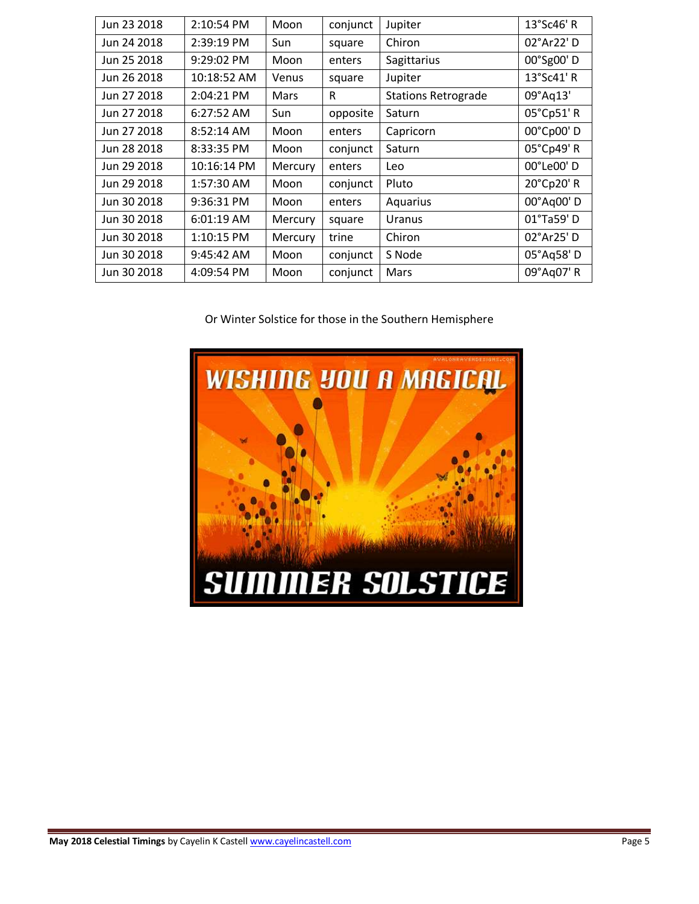| | | | | | |
|---|---|---|---|---|---|
| Jun 23 2018 | 2:10:54 PM | Moon | conjunct | Jupiter | 13°Sc46' R |
| Jun 24 2018 | 2:39:19 PM | Sun | square | Chiron | 02°Ar22' D |
| Jun 25 2018 | 9:29:02 PM | Moon | enters | Sagittarius | 00°Sg00' D |
| Jun 26 2018 | 10:18:52 AM | Venus | square | Jupiter | 13°Sc41' R |
| Jun 27 2018 | 2:04:21 PM | Mars | R | Stations Retrograde | 09°Aq13' |
| Jun 27 2018 | 6:27:52 AM | Sun | opposite | Saturn | 05°Cp51' R |
| Jun 27 2018 | 8:52:14 AM | Moon | enters | Capricorn | 00°Cp00' D |
| Jun 28 2018 | 8:33:35 PM | Moon | conjunct | Saturn | 05°Cp49' R |
| Jun 29 2018 | 10:16:14 PM | Mercury | enters | Leo | 00°Le00' D |
| Jun 29 2018 | 1:57:30 AM | Moon | conjunct | Pluto | 20°Cp20' R |
| Jun 30 2018 | 9:36:31 PM | Moon | enters | Aquarius | 00°Aq00' D |
| Jun 30 2018 | 6:01:19 AM | Mercury | square | Uranus | 01°Ta59' D |
| Jun 30 2018 | 1:10:15 PM | Mercury | trine | Chiron | 02°Ar25' D |
| Jun 30 2018 | 9:45:42 AM | Moon | conjunct | S Node | 05°Aq58' D |
| Jun 30 2018 | 4:09:54 PM | Moon | conjunct | Mars | 09°Aq07' R |

Or Winter Solstice for those in the Southern Hemisphere